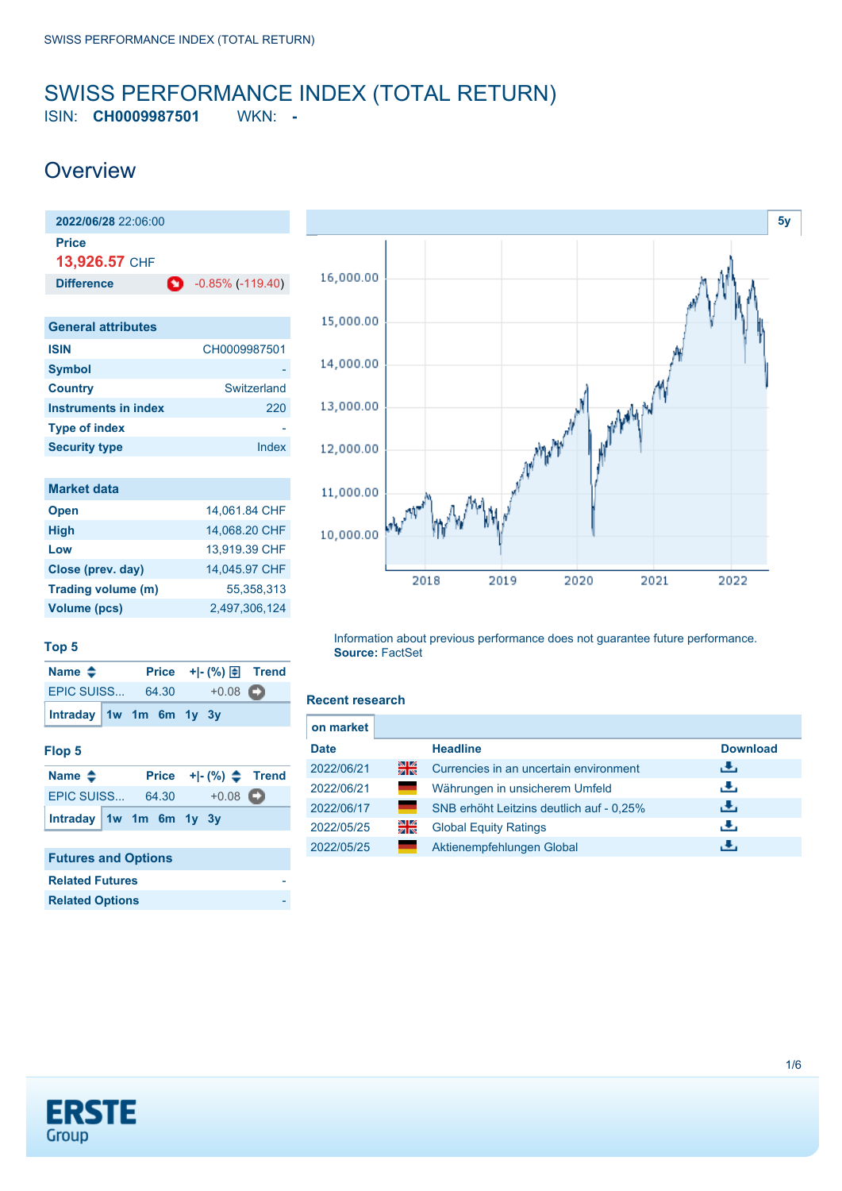# SWISS PERFORMANCE INDEX (TOTAL RETURN)

ISIN: **CH0009987501** WKN: **-**

## Overview

| **2022/06/28** 22:06:00 | |
|---|---|
| **Price** | |
| **13,926.57** CHF | |
| **Difference** | -0.85% (-119.40) |

| General attributes | |
|---|---|
| **ISIN** | CH0009987501 |
| **Symbol** | - |
| **Country** | Switzerland |
| **Instruments in index** | 220 |
| **Type of index** | - |
| **Security type** | Index |

| Market data | |
|---|---|
| **Open** | 14,061.84 CHF |
| **High** | 14,068.20 CHF |
| **Low** | 13,919.39 CHF |
| **Close (prev. day)** | 14,045.97 CHF |
| **Trading volume (m)** | 55,358,313 |
| **Volume (pcs)** | 2,497,306,124 |

### Top 5

| Name | Price | +\|- (%) | Trend |
|---|---|---|---|
| EPIC SUISS... | 64.30 | +0.08 | |

Intraday 1w 1m 6m 1y 3y

### Flop 5

| Name | Price | +\|- (%) | Trend |
|---|---|---|---|
| EPIC SUISS... | 64.30 | +0.08 | |

Intraday 1w 1m 6m 1y 3y

| Futures and Options | |
|---|---|
| **Related Futures** | - |
| **Related Options** | - |

5y

16,000.00
15,000.00
14,000.00
13,000.00
12,000.00
11,000.00
10,000.00

2018 2019 2020 2021 2022

Information about previous performance does not guarantee future performance.
**Source:** FactSet

### Recent research

on market

| Date | | Headline | Download |
|---|---|---|---|
| 2022/06/21 | | Currencies in an uncertain environment | |
| 2022/06/21 | | Währungen in unsicherem Umfeld | |
| 2022/06/17 | | SNB erhöht Leitzins deutlich auf - 0,25% | |
| 2022/05/25 | | Global Equity Ratings | |
| 2022/05/25 | | Aktienempfehlungen Global | |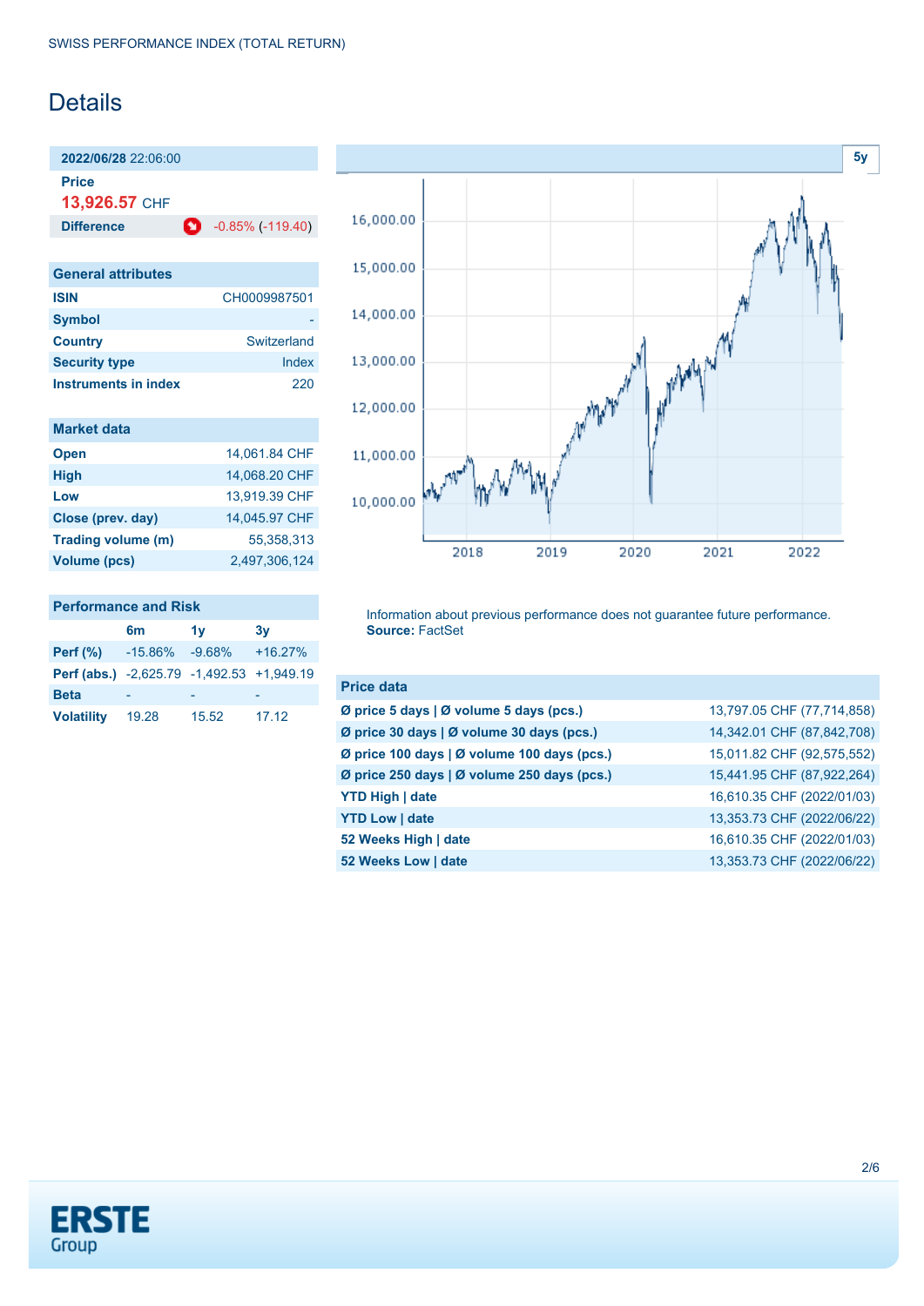SWISS PERFORMANCE INDEX (TOTAL RETURN)

# Details

**2022/06/28** 22:06:00

**Price**

**13,926.57** CHF

**Difference** -0.85% (-119.40)

| General attributes | |
|---|---|
| ISIN | CH0009987501 |
| Symbol | - |
| Country | Switzerland |
| Security type | Index |
| Instruments in index | 220 |

| Market data | |
|---|---|
| Open | 14,061.84 CHF |
| High | 14,068.20 CHF |
| Low | 13,919.39 CHF |
| Close (prev. day) | 14,045.97 CHF |
| Trading volume (m) | 55,358,313 |
| Volume (pcs) | 2,497,306,124 |

**Performance and Risk**

| | 6m | 1y | 3y |
|---|---|---|---|
| Perf (%) | -15.86% | -9.68% | +16.27% |
| Perf (abs.) | -2,625.79 | -1,492.53 | +1,949.19 |
| Beta | - | - | - |
| Volatility | 19.28 | 15.52 | 17.12 |

5y

16,000.00
15,000.00
14,000.00
13,000.00
12,000.00
11,000.00
10,000.00

2018 2019 2020 2021 2022

Information about previous performance does not guarantee future performance.
**Source:** FactSet

| Price data | |
|---|---|
| Ø price 5 days \| Ø volume 5 days (pcs.) | 13,797.05 CHF (77,714,858) |
| Ø price 30 days \| Ø volume 30 days (pcs.) | 14,342.01 CHF (87,842,708) |
| Ø price 100 days \| Ø volume 100 days (pcs.) | 15,011.82 CHF (92,575,552) |
| Ø price 250 days \| Ø volume 250 days (pcs.) | 15,441.95 CHF (87,922,264) |
| YTD High \| date | 16,610.35 CHF (2022/01/03) |
| YTD Low \| date | 13,353.73 CHF (2022/06/22) |
| 52 Weeks High \| date | 16,610.35 CHF (2022/01/03) |
| 52 Weeks Low \| date | 13,353.73 CHF (2022/06/22) |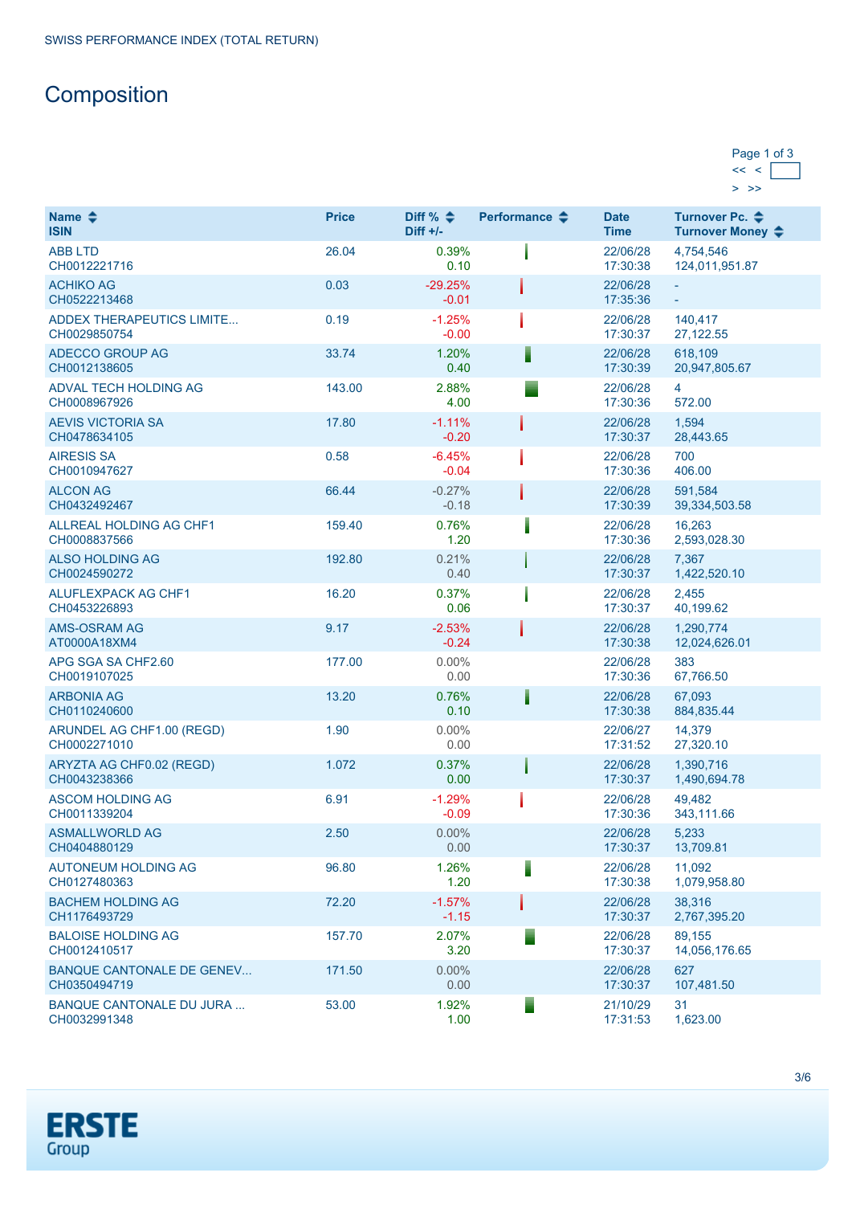SWISS PERFORMANCE INDEX (TOTAL RETURN)

# Composition

Page 1 of 3

| Name<br>ISIN | Price | Diff %<br>Diff +/- | Performance | Date<br>Time | Turnover Pc.<br>Turnover Money |
|---|---|---|---|---|---|
| ABB LTD<br>CH0012221716 | 26.04 | 0.39%<br>0.10 | | 22/06/28<br>17:30:38 | 4,754,546<br>124,011,951.87 |
| ACHIKO AG<br>CH0522213468 | 0.03 | -29.25%<br>-0.01 | | 22/06/28<br>17:35:36 | -<br>- |
| ADDEX THERAPEUTICS LIMITE...<br>CH0029850754 | 0.19 | -1.25%<br>-0.00 | | 22/06/28<br>17:30:37 | 140,417<br>27,122.55 |
| ADECCO GROUP AG<br>CH0012138605 | 33.74 | 1.20%<br>0.40 | | 22/06/28<br>17:30:39 | 618,109<br>20,947,805.67 |
| ADVAL TECH HOLDING AG<br>CH0008967926 | 143.00 | 2.88%<br>4.00 | | 22/06/28<br>17:30:36 | 4<br>572.00 |
| AEVIS VICTORIA SA<br>CH0478634105 | 17.80 | -1.11%<br>-0.20 | | 22/06/28<br>17:30:37 | 1,594<br>28,443.65 |
| AIRESIS SA<br>CH0010947627 | 0.58 | -6.45%<br>-0.04 | | 22/06/28<br>17:30:36 | 700<br>406.00 |
| ALCON AG<br>CH0432492467 | 66.44 | -0.27%<br>-0.18 | | 22/06/28<br>17:30:39 | 591,584<br>39,334,503.58 |
| ALLREAL HOLDING AG CHF1<br>CH0008837566 | 159.40 | 0.76%<br>1.20 | | 22/06/28<br>17:30:36 | 16,263<br>2,593,028.30 |
| ALSO HOLDING AG<br>CH0024590272 | 192.80 | 0.21%<br>0.40 | | 22/06/28<br>17:30:37 | 7,367<br>1,422,520.10 |
| ALUFLEXPACK AG CHF1<br>CH0453226893 | 16.20 | 0.37%<br>0.06 | | 22/06/28<br>17:30:37 | 2,455<br>40,199.62 |
| AMS-OSRAM AG<br>AT0000A18XM4 | 9.17 | -2.53%<br>-0.24 | | 22/06/28<br>17:30:38 | 1,290,774<br>12,024,626.01 |
| APG SGA SA CHF2.60<br>CH0019107025 | 177.00 | 0.00%<br>0.00 | | 22/06/28<br>17:30:36 | 383<br>67,766.50 |
| ARBONIA AG<br>CH0110240600 | 13.20 | 0.76%<br>0.10 | | 22/06/28<br>17:30:38 | 67,093<br>884,835.44 |
| ARUNDEL AG CHF1.00 (REGD)<br>CH0002271010 | 1.90 | 0.00%<br>0.00 | | 22/06/27<br>17:31:52 | 14,379<br>27,320.10 |
| ARYZTA AG CHF0.02 (REGD)<br>CH0043238366 | 1.072 | 0.37%<br>0.00 | | 22/06/28<br>17:30:37 | 1,390,716<br>1,490,694.78 |
| ASCOM HOLDING AG<br>CH0011339204 | 6.91 | -1.29%<br>-0.09 | | 22/06/28<br>17:30:36 | 49,482<br>343,111.66 |
| ASMALLWORLD AG<br>CH0404880129 | 2.50 | 0.00%<br>0.00 | | 22/06/28<br>17:30:37 | 5,233<br>13,709.81 |
| AUTONEUM HOLDING AG<br>CH0127480363 | 96.80 | 1.26%<br>1.20 | | 22/06/28<br>17:30:38 | 11,092<br>1,079,958.80 |
| BACHEM HOLDING AG<br>CH1176493729 | 72.20 | -1.57%<br>-1.15 | | 22/06/28<br>17:30:37 | 38,316<br>2,767,395.20 |
| BALOISE HOLDING AG<br>CH0012410517 | 157.70 | 2.07%<br>3.20 | | 22/06/28<br>17:30:37 | 89,155<br>14,056,176.65 |
| BANQUE CANTONALE DE GENEV...<br>CH0350494719 | 171.50 | 0.00%<br>0.00 | | 22/06/28<br>17:30:37 | 627<br>107,481.50 |
| BANQUE CANTONALE DU JURA ...<br>CH0032991348 | 53.00 | 1.92%<br>1.00 | | 21/10/29<br>17:31:53 | 31<br>1,623.00 |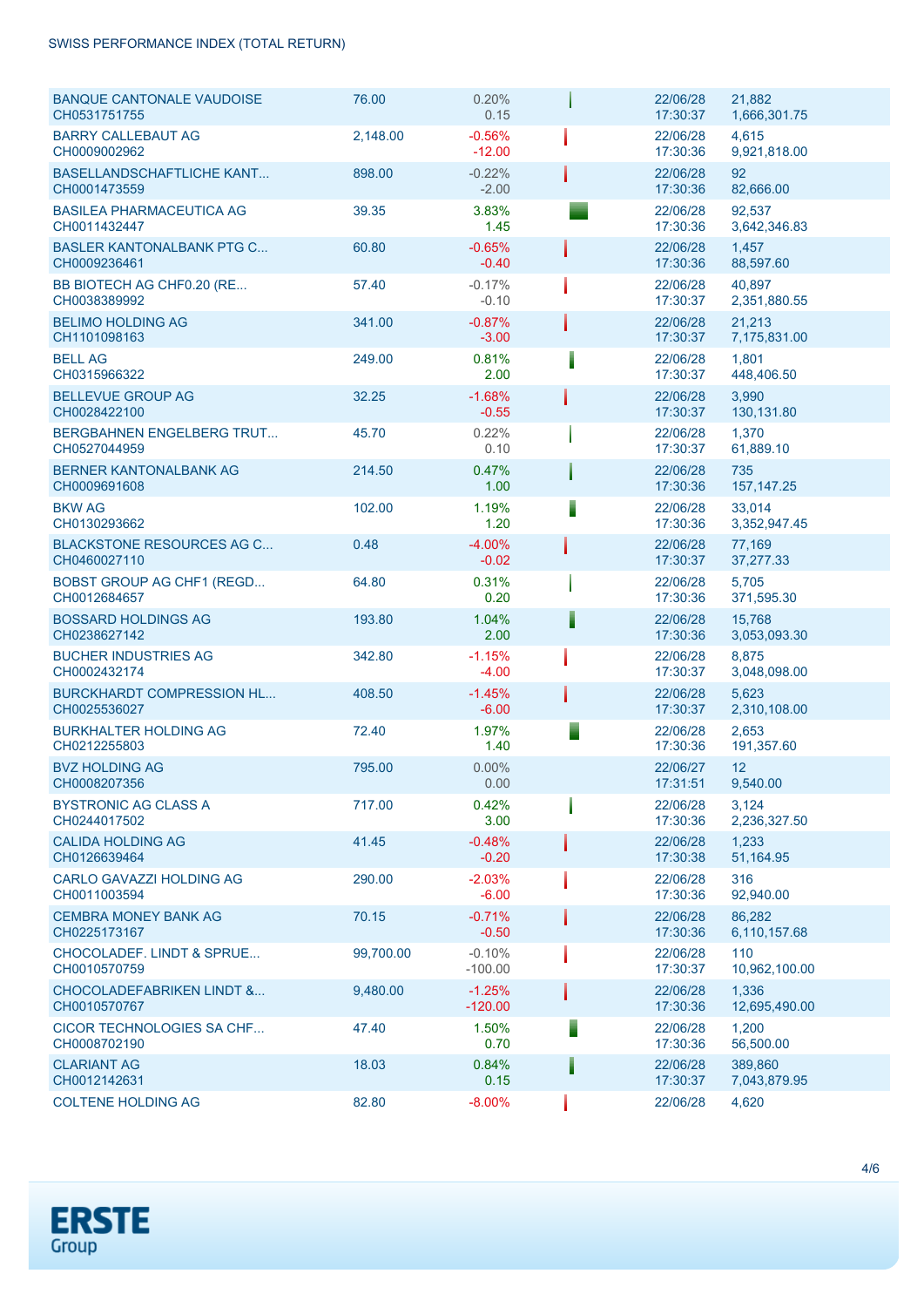SWISS PERFORMANCE INDEX (TOTAL RETURN)

| | | | | |
|---|---|---|---|---|
| BANQUE CANTONALE VAUDOISE<br>CH0531751755 | 76.00 | 0.20%<br>0.15 | 22/06/28<br>17:30:37 | 21,882<br>1,666,301.75 |
| BARRY CALLEBAUT AG<br>CH0009002962 | 2,148.00 | -0.56%<br>-12.00 | 22/06/28<br>17:30:36 | 4,615<br>9,921,818.00 |
| BASELLANDSCHAFTLICHE KANT...<br>CH0001473559 | 898.00 | -0.22%<br>-2.00 | 22/06/28<br>17:30:36 | 92<br>82,666.00 |
| BASILEA PHARMACEUTICA AG<br>CH0011432447 | 39.35 | 3.83%<br>1.45 | 22/06/28<br>17:30:36 | 92,537<br>3,642,346.83 |
| BASLER KANTONALBANK PTG C...<br>CH0009236461 | 60.80 | -0.65%<br>-0.40 | 22/06/28<br>17:30:36 | 1,457<br>88,597.60 |
| BB BIOTECH AG CHF0.20 (RE...<br>CH0038389992 | 57.40 | -0.17%<br>-0.10 | 22/06/28<br>17:30:37 | 40,897<br>2,351,880.55 |
| BELIMO HOLDING AG<br>CH1101098163 | 341.00 | -0.87%<br>-3.00 | 22/06/28<br>17:30:37 | 21,213<br>7,175,831.00 |
| BELL AG<br>CH0315966322 | 249.00 | 0.81%<br>2.00 | 22/06/28<br>17:30:37 | 1,801<br>448,406.50 |
| BELLEVUE GROUP AG<br>CH0028422100 | 32.25 | -1.68%<br>-0.55 | 22/06/28<br>17:30:37 | 3,990<br>130,131.80 |
| BERGBAHNEN ENGELBERG TRUT...<br>CH0527044959 | 45.70 | 0.22%<br>0.10 | 22/06/28<br>17:30:37 | 1,370<br>61,889.10 |
| BERNER KANTONALBANK AG<br>CH0009691608 | 214.50 | 0.47%<br>1.00 | 22/06/28<br>17:30:36 | 735<br>157,147.25 |
| BKW AG<br>CH0130293662 | 102.00 | 1.19%<br>1.20 | 22/06/28<br>17:30:36 | 33,014<br>3,352,947.45 |
| BLACKSTONE RESOURCES AG C...<br>CH0460027110 | 0.48 | -4.00%<br>-0.02 | 22/06/28<br>17:30:37 | 77,169<br>37,277.33 |
| BOBST GROUP AG CHF1 (REGD...<br>CH0012684657 | 64.80 | 0.31%<br>0.20 | 22/06/28<br>17:30:36 | 5,705<br>371,595.30 |
| BOSSARD HOLDINGS AG<br>CH0238627142 | 193.80 | 1.04%<br>2.00 | 22/06/28<br>17:30:36 | 15,768<br>3,053,093.30 |
| BUCHER INDUSTRIES AG<br>CH0002432174 | 342.80 | -1.15%<br>-4.00 | 22/06/28<br>17:30:37 | 8,875<br>3,048,098.00 |
| BURCKHARDT COMPRESSION HL...<br>CH0025536027 | 408.50 | -1.45%<br>-6.00 | 22/06/28<br>17:30:37 | 5,623<br>2,310,108.00 |
| BURKHALTER HOLDING AG<br>CH0212255803 | 72.40 | 1.97%<br>1.40 | 22/06/28<br>17:30:36 | 2,653<br>191,357.60 |
| BVZ HOLDING AG<br>CH0008207356 | 795.00 | 0.00%<br>0.00 | 22/06/27<br>17:31:51 | 12<br>9,540.00 |
| BYSTRONIC AG CLASS A<br>CH0244017502 | 717.00 | 0.42%<br>3.00 | 22/06/28<br>17:30:36 | 3,124<br>2,236,327.50 |
| CALIDA HOLDING AG<br>CH0126639464 | 41.45 | -0.48%<br>-0.20 | 22/06/28<br>17:30:38 | 1,233<br>51,164.95 |
| CARLO GAVAZZI HOLDING AG<br>CH0011003594 | 290.00 | -2.03%<br>-6.00 | 22/06/28<br>17:30:36 | 316<br>92,940.00 |
| CEMBRA MONEY BANK AG<br>CH0225173167 | 70.15 | -0.71%<br>-0.50 | 22/06/28<br>17:30:36 | 86,282<br>6,110,157.68 |
| CHOCOLADEF. LINDT & SPRUE...<br>CH0010570759 | 99,700.00 | -0.10%<br>-100.00 | 22/06/28<br>17:30:37 | 110<br>10,962,100.00 |
| CHOCOLADEFABRIKEN LINDT &...<br>CH0010570767 | 9,480.00 | -1.25%<br>-120.00 | 22/06/28<br>17:30:36 | 1,336<br>12,695,490.00 |
| CICOR TECHNOLOGIES SA CHF...<br>CH0008702190 | 47.40 | 1.50%<br>0.70 | 22/06/28<br>17:30:36 | 1,200<br>56,500.00 |
| CLARIANT AG<br>CH0012142631 | 18.03 | 0.84%<br>0.15 | 22/06/28<br>17:30:37 | 389,860<br>7,043,879.95 |
| COLTENE HOLDING AG | 82.80 | -8.00% | 22/06/28 | 4,620 |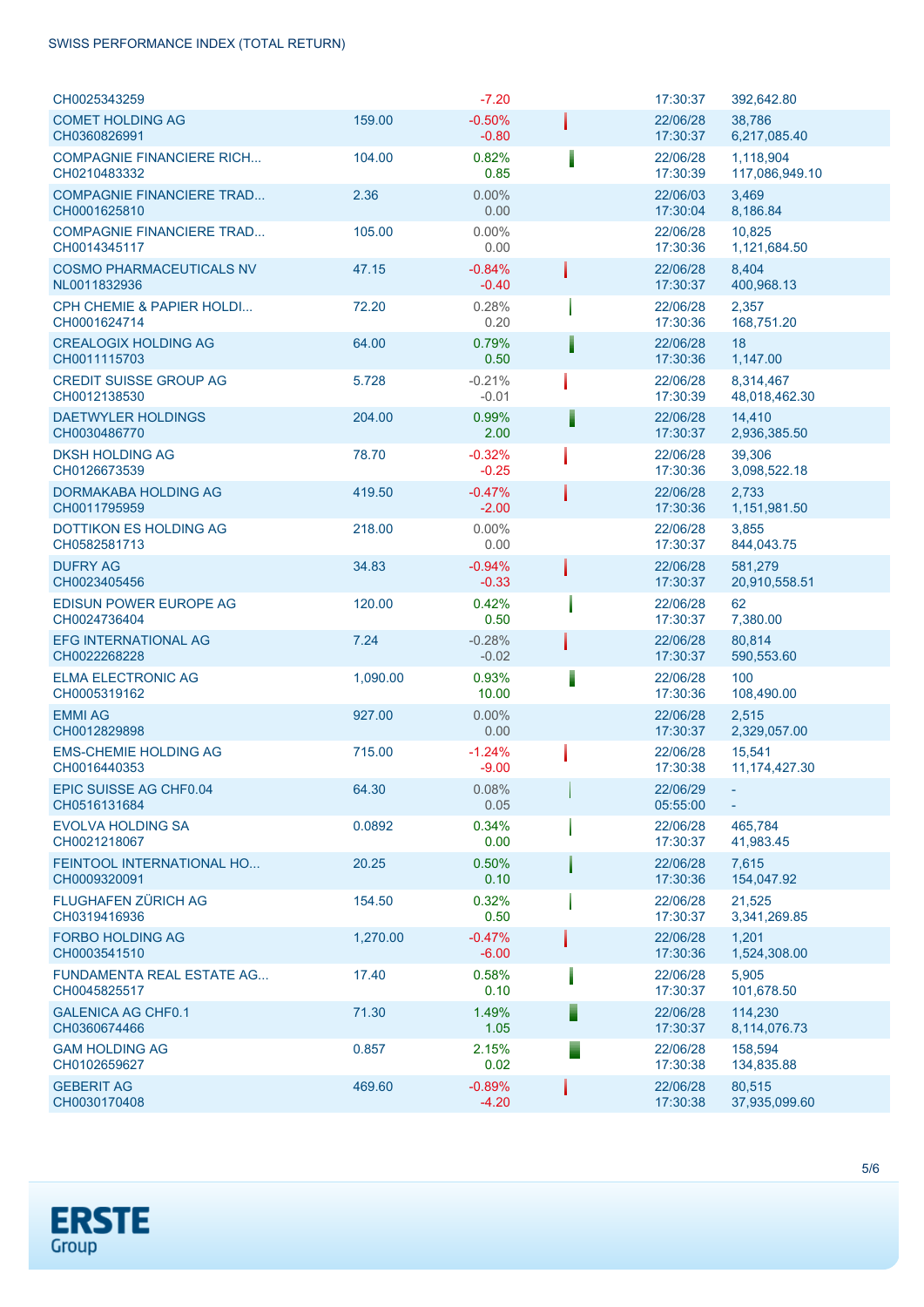| | | | | | |
|---|---|---|---|---|---|
| CH0025343259 | | -7.20 | | 17:30:37 | 392,642.80 |
| COMET HOLDING AG<br>CH0360826991 | 159.00 | -0.50%<br>-0.80 | | 22/06/28<br>17:30:37 | 38,786<br>6,217,085.40 |
| COMPAGNIE FINANCIERE RICH...<br>CH0210483332 | 104.00 | 0.82%<br>0.85 | | 22/06/28<br>17:30:39 | 1,118,904<br>117,086,949.10 |
| COMPAGNIE FINANCIERE TRAD...<br>CH0001625810 | 2.36 | 0.00%<br>0.00 | | 22/06/03<br>17:30:04 | 3,469<br>8,186.84 |
| COMPAGNIE FINANCIERE TRAD...<br>CH0014345117 | 105.00 | 0.00%<br>0.00 | | 22/06/28<br>17:30:36 | 10,825<br>1,121,684.50 |
| COSMO PHARMACEUTICALS NV<br>NL0011832936 | 47.15 | -0.84%<br>-0.40 | | 22/06/28<br>17:30:37 | 8,404<br>400,968.13 |
| CPH CHEMIE & PAPIER HOLDI...<br>CH0001624714 | 72.20 | 0.28%<br>0.20 | | 22/06/28<br>17:30:36 | 2,357<br>168,751.20 |
| CREALOGIX HOLDING AG<br>CH0011115703 | 64.00 | 0.79%<br>0.50 | | 22/06/28<br>17:30:36 | 18<br>1,147.00 |
| CREDIT SUISSE GROUP AG<br>CH0012138530 | 5.728 | -0.21%<br>-0.01 | | 22/06/28<br>17:30:39 | 8,314,467<br>48,018,462.30 |
| DAETWYLER HOLDINGS<br>CH0030486770 | 204.00 | 0.99%<br>2.00 | | 22/06/28<br>17:30:37 | 14,410<br>2,936,385.50 |
| DKSH HOLDING AG<br>CH0126673539 | 78.70 | -0.32%<br>-0.25 | | 22/06/28<br>17:30:36 | 39,306<br>3,098,522.18 |
| DORMAKABA HOLDING AG<br>CH0011795959 | 419.50 | -0.47%<br>-2.00 | | 22/06/28<br>17:30:36 | 2,733<br>1,151,981.50 |
| DOTTIKON ES HOLDING AG<br>CH0582581713 | 218.00 | 0.00%<br>0.00 | | 22/06/28<br>17:30:37 | 3,855<br>844,043.75 |
| DUFRY AG<br>CH0023405456 | 34.83 | -0.94%<br>-0.33 | | 22/06/28<br>17:30:37 | 581,279<br>20,910,558.51 |
| EDISUN POWER EUROPE AG<br>CH0024736404 | 120.00 | 0.42%<br>0.50 | | 22/06/28<br>17:30:37 | 62<br>7,380.00 |
| EFG INTERNATIONAL AG<br>CH0022268228 | 7.24 | -0.28%<br>-0.02 | | 22/06/28<br>17:30:37 | 80,814<br>590,553.60 |
| ELMA ELECTRONIC AG<br>CH0005319162 | 1,090.00 | 0.93%<br>10.00 | | 22/06/28<br>17:30:36 | 100<br>108,490.00 |
| EMMI AG<br>CH0012829898 | 927.00 | 0.00%<br>0.00 | | 22/06/28<br>17:30:37 | 2,515<br>2,329,057.00 |
| EMS-CHEMIE HOLDING AG<br>CH0016440353 | 715.00 | -1.24%<br>-9.00 | | 22/06/28<br>17:30:38 | 15,541<br>11,174,427.30 |
| EPIC SUISSE AG CHF0.04<br>CH0516131684 | 64.30 | 0.08%<br>0.05 | | 22/06/29<br>05:55:00 | -<br>- |
| EVOLVA HOLDING SA<br>CH0021218067 | 0.0892 | 0.34%<br>0.00 | | 22/06/28<br>17:30:37 | 465,784<br>41,983.45 |
| FEINTOOL INTERNATIONAL HO...<br>CH0009320091 | 20.25 | 0.50%<br>0.10 | | 22/06/28<br>17:30:36 | 7,615<br>154,047.92 |
| FLUGHAFEN ZÜRICH AG<br>CH0319416936 | 154.50 | 0.32%<br>0.50 | | 22/06/28<br>17:30:37 | 21,525<br>3,341,269.85 |
| FORBO HOLDING AG<br>CH0003541510 | 1,270.00 | -0.47%<br>-6.00 | | 22/06/28<br>17:30:36 | 1,201<br>1,524,308.00 |
| FUNDAMENTA REAL ESTATE AG...<br>CH0045825517 | 17.40 | 0.58%<br>0.10 | | 22/06/28<br>17:30:37 | 5,905<br>101,678.50 |
| GALENICA AG CHF0.1<br>CH0360674466 | 71.30 | 1.49%<br>1.05 | | 22/06/28<br>17:30:37 | 114,230<br>8,114,076.73 |
| GAM HOLDING AG<br>CH0102659627 | 0.857 | 2.15%<br>0.02 | | 22/06/28<br>17:30:38 | 158,594<br>134,835.88 |
| GEBERIT AG<br>CH0030170408 | 469.60 | -0.89%<br>-4.20 | | 22/06/28<br>17:30:38 | 80,515<br>37,935,099.60 |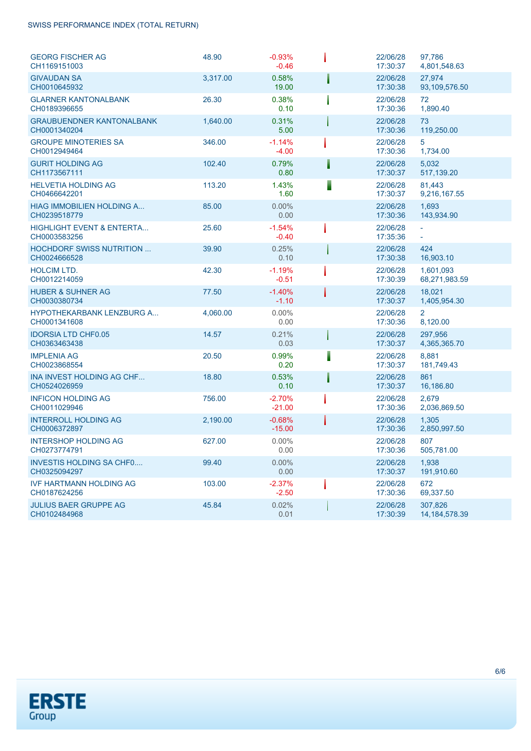SWISS PERFORMANCE INDEX (TOTAL RETURN)

| | | | | |
|---|---|---|---|---|
| GEORG FISCHER AG<br>CH1169151003 | 48.90 | -0.93%<br>-0.46 | 22/06/28<br>17:30:37 | 97,786<br>4,801,548.63 |
| GIVAUDAN SA<br>CH0010645932 | 3,317.00 | 0.58%<br>19.00 | 22/06/28<br>17:30:38 | 27,974<br>93,109,576.50 |
| GLARNER KANTONALBANK<br>CH0189396655 | 26.30 | 0.38%<br>0.10 | 22/06/28<br>17:30:36 | 72<br>1,890.40 |
| GRAUBUENDNER KANTONALBANK<br>CH0001340204 | 1,640.00 | 0.31%<br>5.00 | 22/06/28<br>17:30:36 | 73<br>119,250.00 |
| GROUPE MINOTERIES SA<br>CH0012949464 | 346.00 | -1.14%<br>-4.00 | 22/06/28<br>17:30:36 | 5<br>1,734.00 |
| GURIT HOLDING AG<br>CH1173567111 | 102.40 | 0.79%<br>0.80 | 22/06/28<br>17:30:37 | 5,032<br>517,139.20 |
| HELVETIA HOLDING AG<br>CH0466642201 | 113.20 | 1.43%<br>1.60 | 22/06/28<br>17:30:37 | 81,443<br>9,216,167.55 |
| HIAG IMMOBILIEN HOLDING A...<br>CH0239518779 | 85.00 | 0.00%<br>0.00 | 22/06/28<br>17:30:36 | 1,693<br>143,934.90 |
| HIGHLIGHT EVENT & ENTERTA...<br>CH0003583256 | 25.60 | -1.54%<br>-0.40 | 22/06/28<br>17:35:36 | -<br>- |
| HOCHDORF SWISS NUTRITION ...<br>CH0024666528 | 39.90 | 0.25%<br>0.10 | 22/06/28<br>17:30:38 | 424<br>16,903.10 |
| HOLCIM LTD.<br>CH0012214059 | 42.30 | -1.19%<br>-0.51 | 22/06/28<br>17:30:39 | 1,601,093<br>68,271,983.59 |
| HUBER & SUHNER AG<br>CH0030380734 | 77.50 | -1.40%<br>-1.10 | 22/06/28<br>17:30:37 | 18,021<br>1,405,954.30 |
| HYPOTHEKARBANK LENZBURG A...<br>CH0001341608 | 4,060.00 | 0.00%<br>0.00 | 22/06/28<br>17:30:36 | 2<br>8,120.00 |
| IDORSIA LTD CHF0.05<br>CH0363463438 | 14.57 | 0.21%<br>0.03 | 22/06/28<br>17:30:37 | 297,956<br>4,365,365.70 |
| IMPLENIA AG<br>CH0023868554 | 20.50 | 0.99%<br>0.20 | 22/06/28<br>17:30:37 | 8,881<br>181,749.43 |
| INA INVEST HOLDING AG CHF...<br>CH0524026959 | 18.80 | 0.53%<br>0.10 | 22/06/28<br>17:30:37 | 861<br>16,186.80 |
| INFICON HOLDING AG<br>CH0011029946 | 756.00 | -2.70%<br>-21.00 | 22/06/28<br>17:30:36 | 2,679<br>2,036,869.50 |
| INTERROLL HOLDING AG<br>CH0006372897 | 2,190.00 | -0.68%<br>-15.00 | 22/06/28<br>17:30:36 | 1,305<br>2,850,997.50 |
| INTERSHOP HOLDING AG<br>CH0273774791 | 627.00 | 0.00%<br>0.00 | 22/06/28<br>17:30:36 | 807<br>505,781.00 |
| INVESTIS HOLDING SA CHF0....<br>CH0325094297 | 99.40 | 0.00%<br>0.00 | 22/06/28<br>17:30:37 | 1,938<br>191,910.60 |
| IVF HARTMANN HOLDING AG<br>CH0187624256 | 103.00 | -2.37%<br>-2.50 | 22/06/28<br>17:30:36 | 672<br>69,337.50 |
| JULIUS BAER GRUPPE AG<br>CH0102484968 | 45.84 | 0.02%<br>0.01 | 22/06/28<br>17:30:39 | 307,826<br>14,184,578.39 |

ERSTE Group